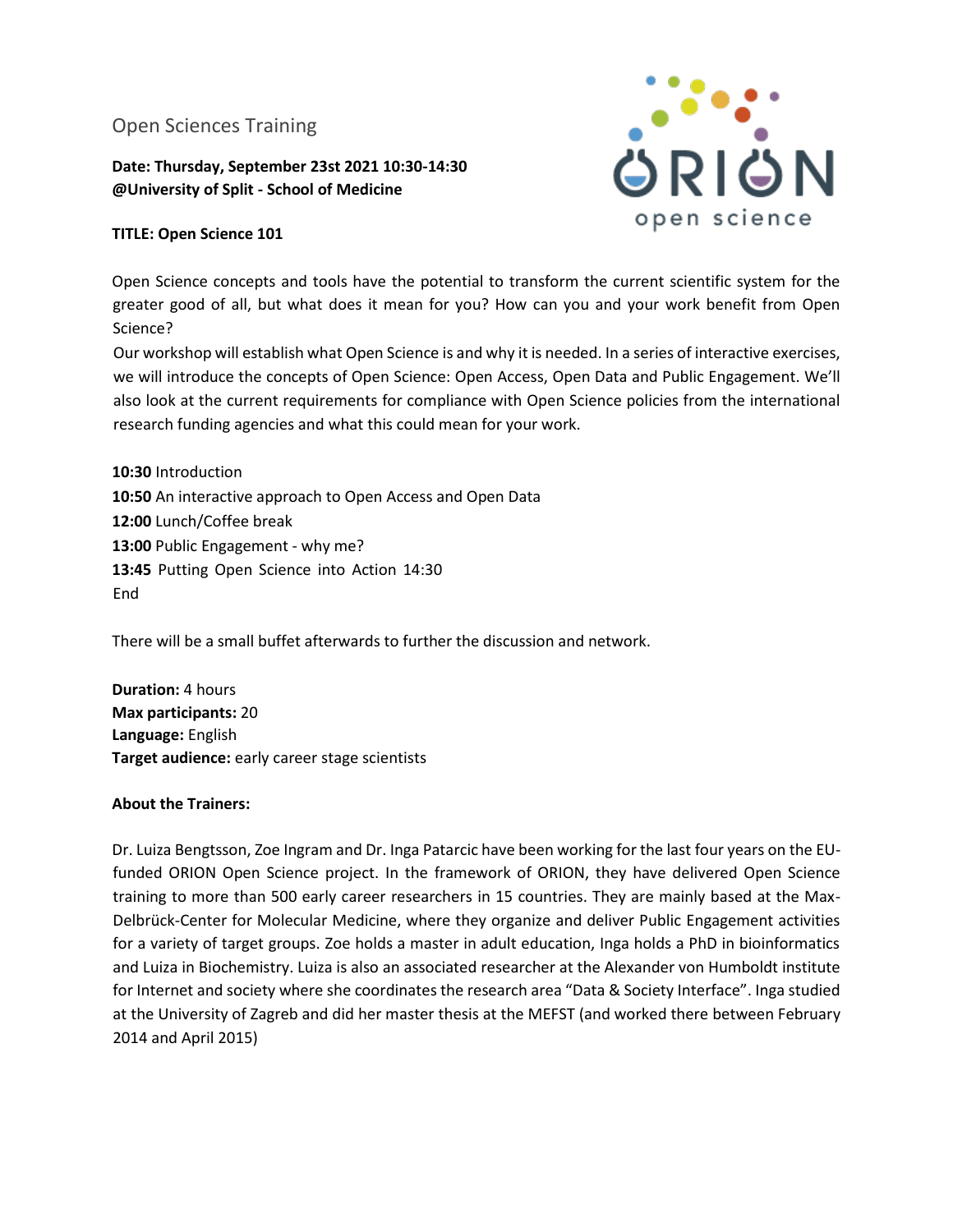Open Sciences Training

**Date: Thursday, September 23st 2021 10:30-14:30**
**@University of Split - School of Medicine**

**TITLE: Open Science 101**

Open Science concepts and tools have the potential to transform the current scientific system for the greater good of all, but what does it mean for you? How can you and your work benefit from Open Science?

Our workshop will establish what Open Science is and why it is needed. In a series of interactive exercises, we will introduce the concepts of Open Science: Open Access, Open Data and Public Engagement. We'll also look at the current requirements for compliance with Open Science policies from the international research funding agencies and what this could mean for your work.

**10:30** Introduction
**10:50** An interactive approach to Open Access and Open Data
**12:00** Lunch/Coffee break
**13:00** Public Engagement - why me?
**13:45** Putting Open Science into Action 14:30
End

There will be a small buffet afterwards to further the discussion and network.

**Duration:** 4 hours
**Max participants:** 20
**Language:** English
**Target audience:** early career stage scientists

**About the Trainers:**

Dr. Luiza Bengtsson, Zoe Ingram and Dr. Inga Patarcic have been working for the last four years on the EU-funded ORION Open Science project. In the framework of ORION, they have delivered Open Science training to more than 500 early career researchers in 15 countries. They are mainly based at the Max-Delbrück-Center for Molecular Medicine, where they organize and deliver Public Engagement activities for a variety of target groups. Zoe holds a master in adult education, Inga holds a PhD in bioinformatics and Luiza in Biochemistry. Luiza is also an associated researcher at the Alexander von Humboldt institute for Internet and society where she coordinates the research area "Data & Society Interface". Inga studied at the University of Zagreb and did her master thesis at the MEFST (and worked there between February 2014 and April 2015)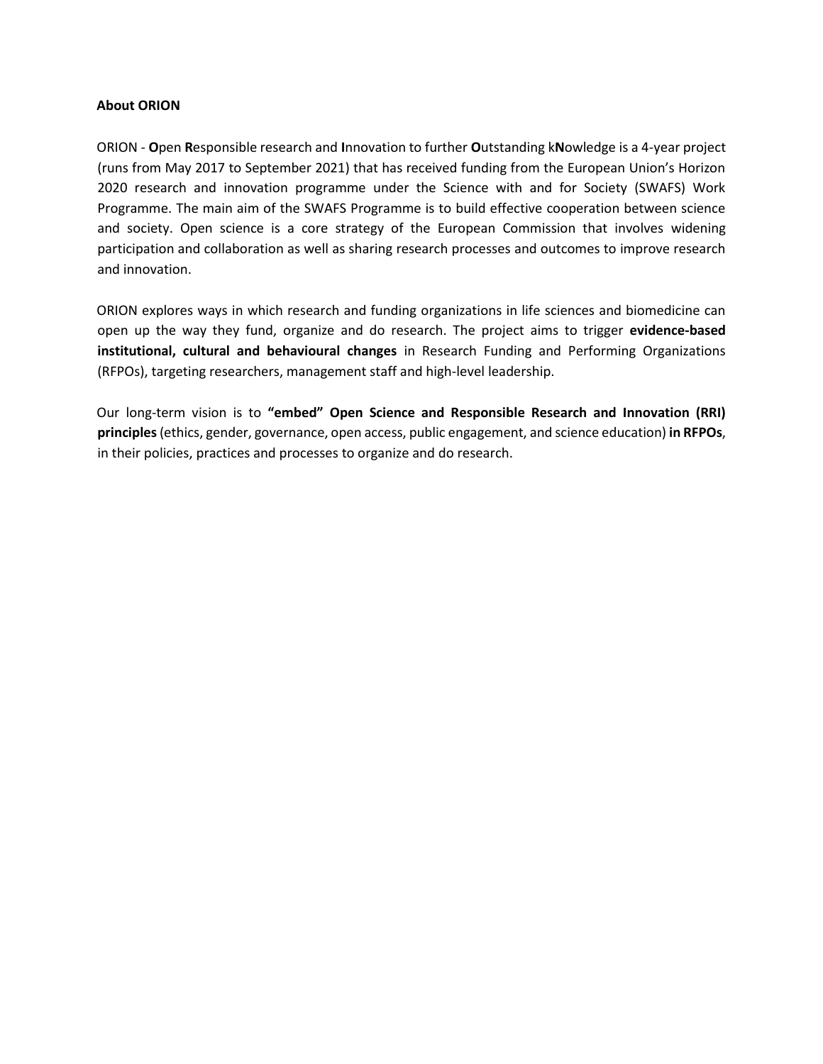**About ORION**

ORION - **O**pen **R**esponsible research and **I**nnovation to further **O**utstanding k**N**owledge is a 4-year project (runs from May 2017 to September 2021) that has received funding from the European Union's Horizon 2020 research and innovation programme under the Science with and for Society (SWAFS) Work Programme. The main aim of the SWAFS Programme is to build effective cooperation between science and society. Open science is a core strategy of the European Commission that involves widening participation and collaboration as well as sharing research processes and outcomes to improve research and innovation.

ORION explores ways in which research and funding organizations in life sciences and biomedicine can open up the way they fund, organize and do research. The project aims to trigger **evidence-based institutional, cultural and behavioural changes** in Research Funding and Performing Organizations (RFPOs), targeting researchers, management staff and high-level leadership.

Our long-term vision is to **"embed" Open Science and Responsible Research and Innovation (RRI) principles** (ethics, gender, governance, open access, public engagement, and science education) **in RFPOs**, in their policies, practices and processes to organize and do research.